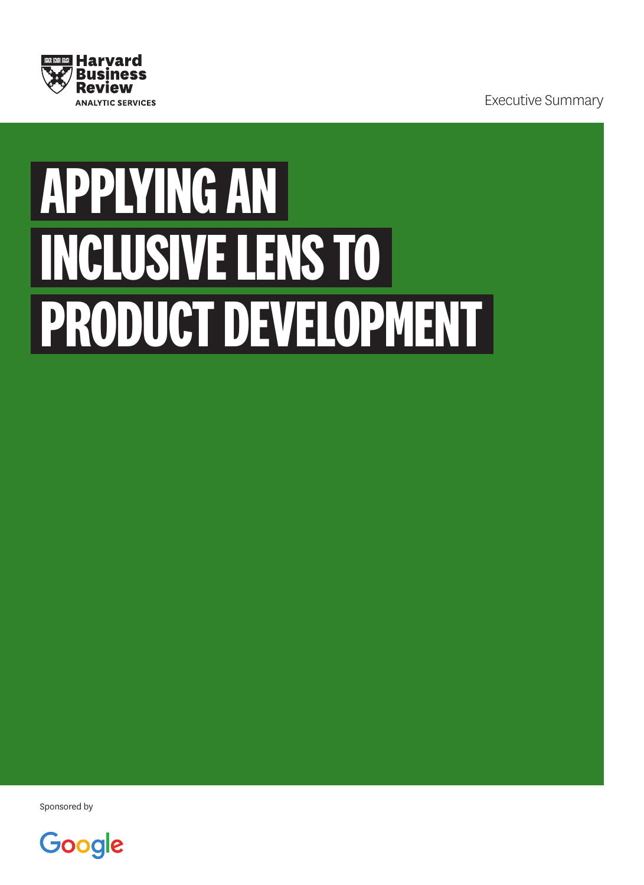Harvard Business Review
ANALYTIC SERVICES

Executive Summary

# APPLYING AN INCLUSIVE LENS TO PRODUCT DEVELOPMENT

Sponsored by

Google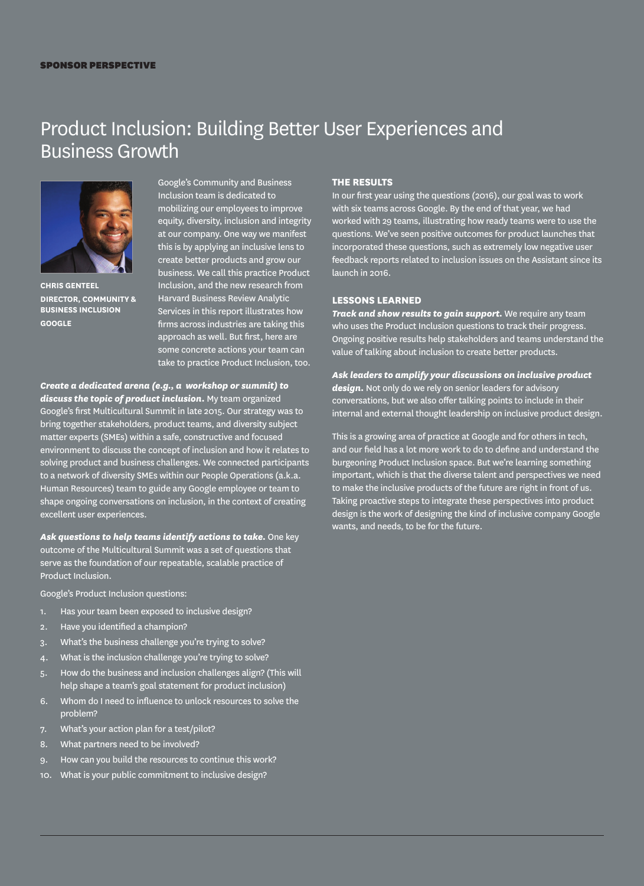SPONSOR PERSPECTIVE

# Product Inclusion: Building Better User Experiences and Business Growth

**CHRIS GENTEEL**
**DIRECTOR, COMMUNITY & BUSINESS INCLUSION**
**GOOGLE**

Google's Community and Business Inclusion team is dedicated to mobilizing our employees to improve equity, diversity, inclusion and integrity at our company. One way we manifest this is by applying an inclusive lens to create better products and grow our business. We call this practice Product Inclusion, and the new research from Harvard Business Review Analytic Services in this report illustrates how firms across industries are taking this approach as well. But first, here are some concrete actions your team can take to practice Product Inclusion, too.

***Create a dedicated arena (e.g., a workshop or summit) to discuss the topic of product inclusion.*** My team organized Google's first Multicultural Summit in late 2015. Our strategy was to bring together stakeholders, product teams, and diversity subject matter experts (SMEs) within a safe, constructive and focused environment to discuss the concept of inclusion and how it relates to solving product and business challenges. We connected participants to a network of diversity SMEs within our People Operations (a.k.a. Human Resources) team to guide any Google employee or team to shape ongoing conversations on inclusion, in the context of creating excellent user experiences.

***Ask questions to help teams identify actions to take.*** One key outcome of the Multicultural Summit was a set of questions that serve as the foundation of our repeatable, scalable practice of Product Inclusion.

Google's Product Inclusion questions:

1. Has your team been exposed to inclusive design?
2. Have you identified a champion?
3. What's the business challenge you're trying to solve?
4. What is the inclusion challenge you're trying to solve?
5. How do the business and inclusion challenges align? (This will help shape a team's goal statement for product inclusion)
6. Whom do I need to influence to unlock resources to solve the problem?
7. What's your action plan for a test/pilot?
8. What partners need to be involved?
9. How can you build the resources to continue this work?
10. What is your public commitment to inclusive design?

## THE RESULTS

In our first year using the questions (2016), our goal was to work with six teams across Google. By the end of that year, we had worked with 29 teams, illustrating how ready teams were to use the questions. We've seen positive outcomes for product launches that incorporated these questions, such as extremely low negative user feedback reports related to inclusion issues on the Assistant since its launch in 2016.

## LESSONS LEARNED

***Track and show results to gain support.*** We require any team who uses the Product Inclusion questions to track their progress. Ongoing positive results help stakeholders and teams understand the value of talking about inclusion to create better products.

***Ask leaders to amplify your discussions on inclusive product design.*** Not only do we rely on senior leaders for advisory conversations, but we also offer talking points to include in their internal and external thought leadership on inclusive product design.

This is a growing area of practice at Google and for others in tech, and our field has a lot more work to do to define and understand the burgeoning Product Inclusion space. But we're learning something important, which is that the diverse talent and perspectives we need to make the inclusive products of the future are right in front of us. Taking proactive steps to integrate these perspectives into product design is the work of designing the kind of inclusive company Google wants, and needs, to be for the future.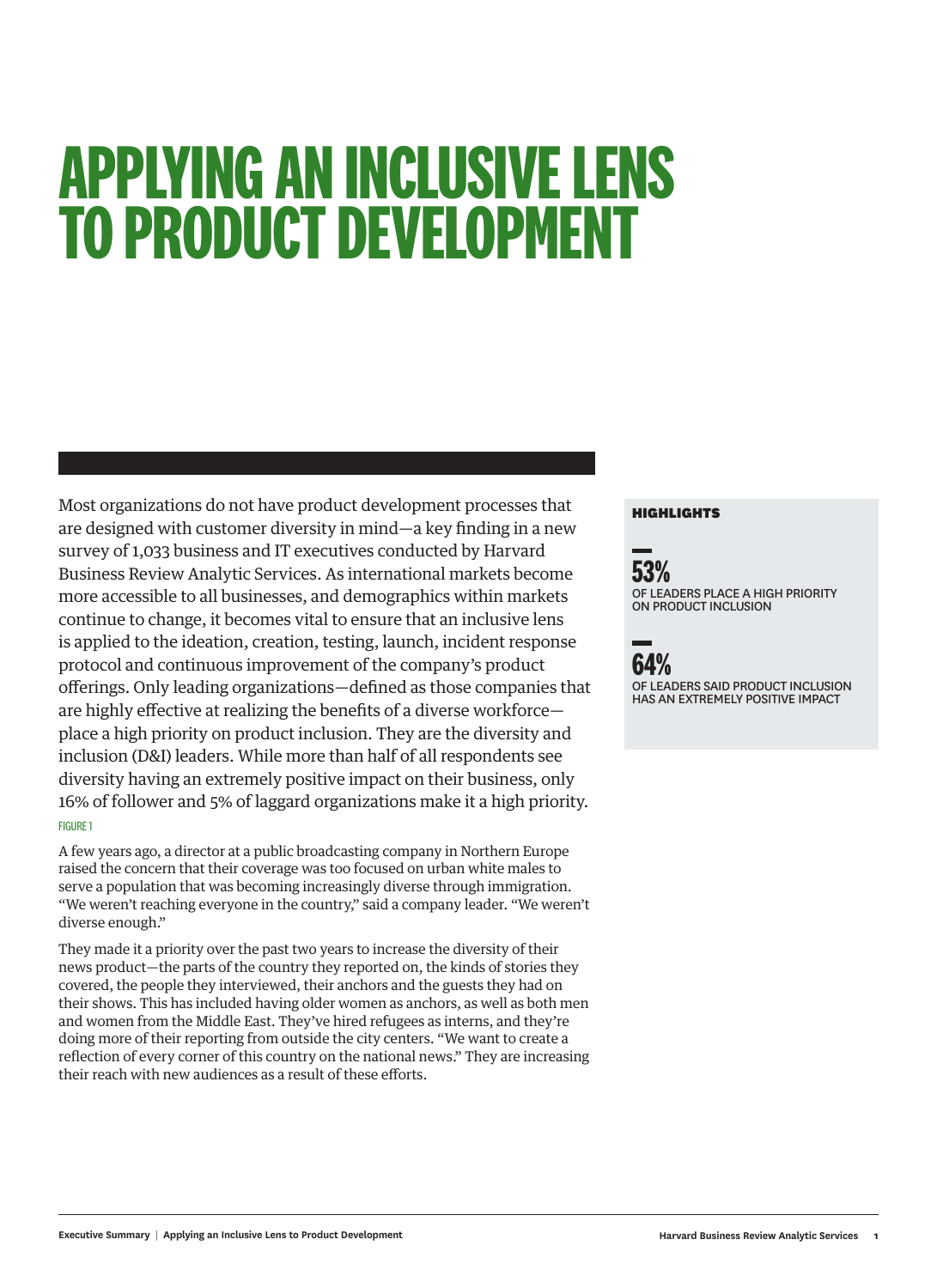# APPLYING AN INCLUSIVE LENS TO PRODUCT DEVELOPMENT

Most organizations do not have product development processes that are designed with customer diversity in mind—a key finding in a new survey of 1,033 business and IT executives conducted by Harvard Business Review Analytic Services. As international markets become more accessible to all businesses, and demographics within markets continue to change, it becomes vital to ensure that an inclusive lens is applied to the ideation, creation, testing, launch, incident response protocol and continuous improvement of the company's product offerings. Only leading organizations—defined as those companies that are highly effective at realizing the benefits of a diverse workforce—place a high priority on product inclusion. They are the diversity and inclusion (D&I) leaders. While more than half of all respondents see diversity having an extremely positive impact on their business, only 16% of follower and 5% of laggard organizations make it a high priority. FIGURE 1

A few years ago, a director at a public broadcasting company in Northern Europe raised the concern that their coverage was too focused on urban white males to serve a population that was becoming increasingly diverse through immigration. "We weren't reaching everyone in the country," said a company leader. "We weren't diverse enough."

They made it a priority over the past two years to increase the diversity of their news product—the parts of the country they reported on, the kinds of stories they covered, the people they interviewed, their anchors and the guests they had on their shows. This has included having older women as anchors, as well as both men and women from the Middle East. They've hired refugees as interns, and they're doing more of their reporting from outside the city centers. "We want to create a reflection of every corner of this country on the national news." They are increasing their reach with new audiences as a result of these efforts.

## HIGHLIGHTS

**53%**
OF LEADERS PLACE A HIGH PRIORITY ON PRODUCT INCLUSION

**64%**
OF LEADERS SAID PRODUCT INCLUSION HAS AN EXTREMELY POSITIVE IMPACT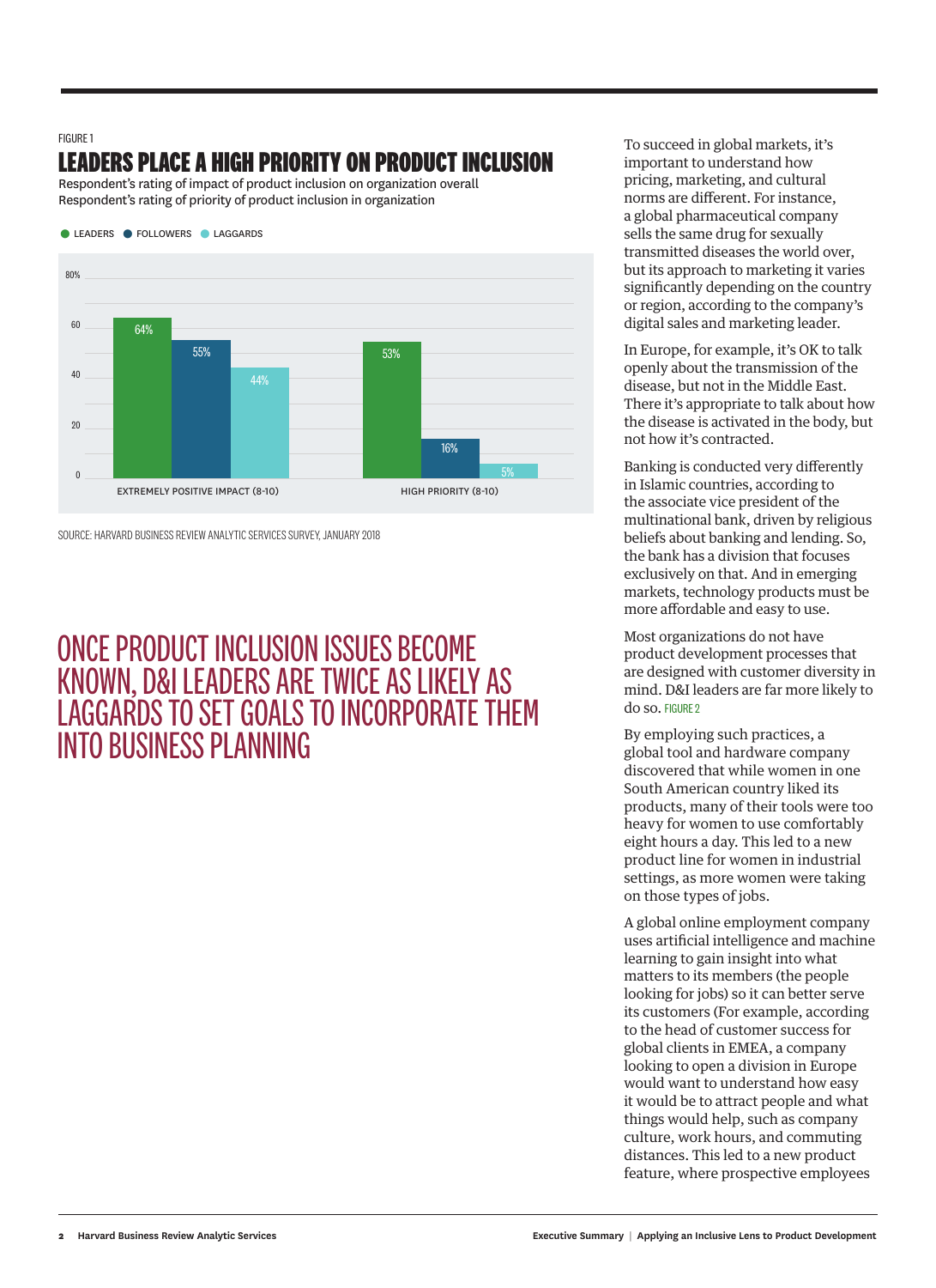FIGURE 1

## LEADERS PLACE A HIGH PRIORITY ON PRODUCT INCLUSION

Respondent's rating of impact of product inclusion on organization overall
Respondent's rating of priority of product inclusion in organization

| | LEADERS | FOLLOWERS | LAGGARDS |
|---|---|---|---|
| EXTREMELY POSITIVE IMPACT (8-10) | 64% | 55% | 44% |
| HIGH PRIORITY (8-10) | 53% | 16% | 5% |

SOURCE: HARVARD BUSINESS REVIEW ANALYTIC SERVICES SURVEY, JANUARY 2018

## ONCE PRODUCT INCLUSION ISSUES BECOME KNOWN, D&I LEADERS ARE TWICE AS LIKELY AS LAGGARDS TO SET GOALS TO INCORPORATE THEM INTO BUSINESS PLANNING

To succeed in global markets, it's important to understand how pricing, marketing, and cultural norms are different. For instance, a global pharmaceutical company sells the same drug for sexually transmitted diseases the world over, but its approach to marketing it varies significantly depending on the country or region, according to the company's digital sales and marketing leader.

In Europe, for example, it's OK to talk openly about the transmission of the disease, but not in the Middle East. There it's appropriate to talk about how the disease is activated in the body, but not how it's contracted.

Banking is conducted very differently in Islamic countries, according to the associate vice president of the multinational bank, driven by religious beliefs about banking and lending. So, the bank has a division that focuses exclusively on that. And in emerging markets, technology products must be more affordable and easy to use.

Most organizations do not have product development processes that are designed with customer diversity in mind. D&I leaders are far more likely to do so. FIGURE 2

By employing such practices, a global tool and hardware company discovered that while women in one South American country liked its products, many of their tools were too heavy for women to use comfortably eight hours a day. This led to a new product line for women in industrial settings, as more women were taking on those types of jobs.

A global online employment company uses artificial intelligence and machine learning to gain insight into what matters to its members (the people looking for jobs) so it can better serve its customers (For example, according to the head of customer success for global clients in EMEA, a company looking to open a division in Europe would want to understand how easy it would be to attract people and what things would help, such as company culture, work hours, and commuting distances. This led to a new product feature, where prospective employees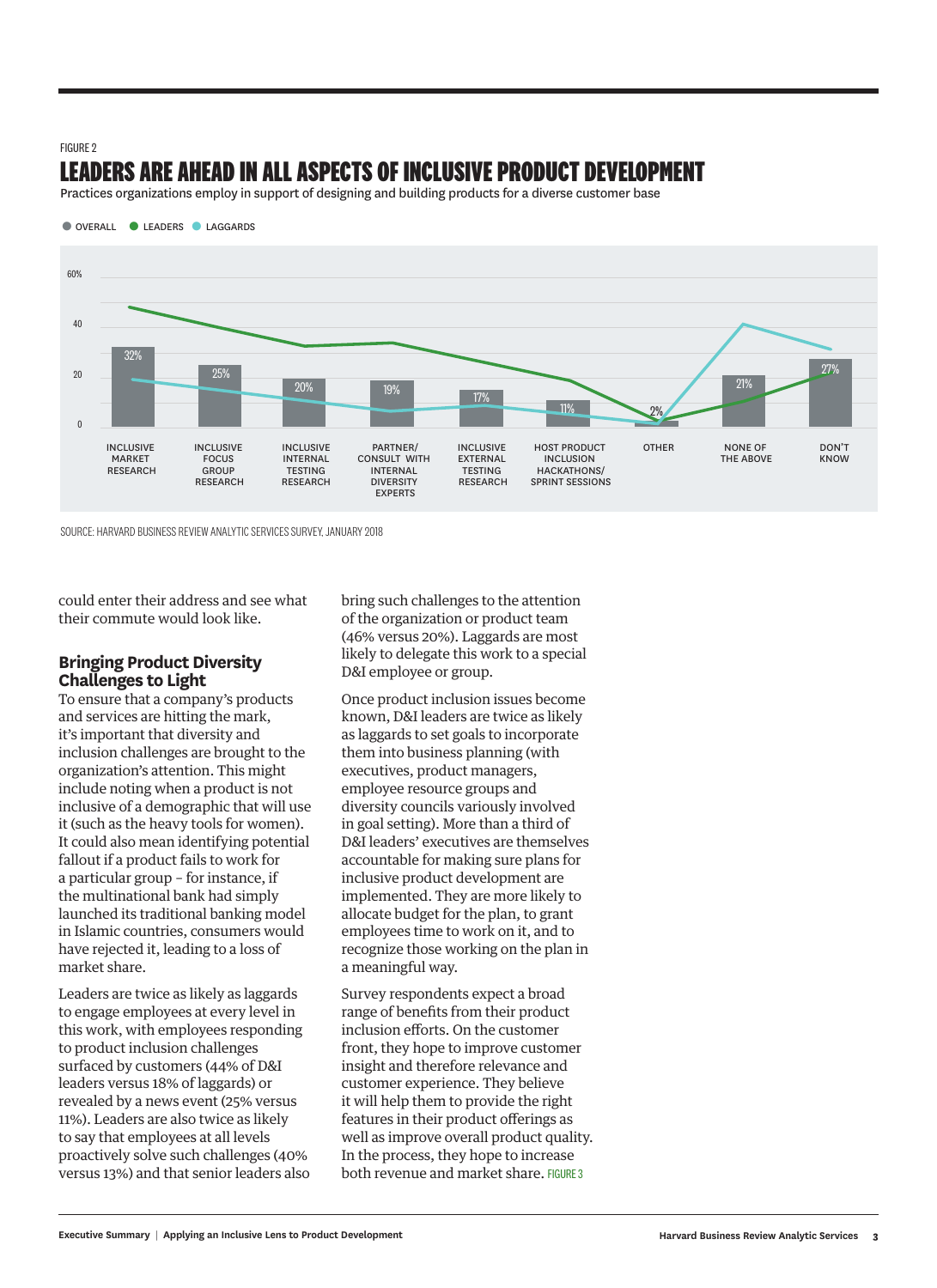FIGURE 2

## LEADERS ARE AHEAD IN ALL ASPECTS OF INCLUSIVE PRODUCT DEVELOPMENT

Practices organizations employ in support of designing and building products for a diverse customer base

● OVERALL ● LEADERS ● LAGGARDS

| Practice | Overall |
|---|---|
| Inclusive market research | 32% |
| Inclusive focus group research | 25% |
| Inclusive internal testing research | 20% |
| Partner/consult with internal diversity experts | 19% |
| Inclusive external testing research | 17% |
| Host product inclusion hackathons/sprint sessions | 11% |
| Other | 2% |
| None of the above | 21% |
| Don't know | 27% |

SOURCE: HARVARD BUSINESS REVIEW ANALYTIC SERVICES SURVEY, JANUARY 2018

could enter their address and see what their commute would look like.

### Bringing Product Diversity Challenges to Light

To ensure that a company's products and services are hitting the mark, it's important that diversity and inclusion challenges are brought to the organization's attention. This might include noting when a product is not inclusive of a demographic that will use it (such as the heavy tools for women). It could also mean identifying potential fallout if a product fails to work for a particular group – for instance, if the multinational bank had simply launched its traditional banking model in Islamic countries, consumers would have rejected it, leading to a loss of market share.

Leaders are twice as likely as laggards to engage employees at every level in this work, with employees responding to product inclusion challenges surfaced by customers (44% of D&I leaders versus 18% of laggards) or revealed by a news event (25% versus 11%). Leaders are also twice as likely to say that employees at all levels proactively solve such challenges (40% versus 13%) and that senior leaders also bring such challenges to the attention of the organization or product team (46% versus 20%). Laggards are most likely to delegate this work to a special D&I employee or group.

Once product inclusion issues become known, D&I leaders are twice as likely as laggards to set goals to incorporate them into business planning (with executives, product managers, employee resource groups and diversity councils variously involved in goal setting). More than a third of D&I leaders' executives are themselves accountable for making sure plans for inclusive product development are implemented. They are more likely to allocate budget for the plan, to grant employees time to work on it, and to recognize those working on the plan in a meaningful way.

Survey respondents expect a broad range of benefits from their product inclusion efforts. On the customer front, they hope to improve customer insight and therefore relevance and customer experience. They believe it will help them to provide the right features in their product offerings as well as improve overall product quality. In the process, they hope to increase both revenue and market share. FIGURE 3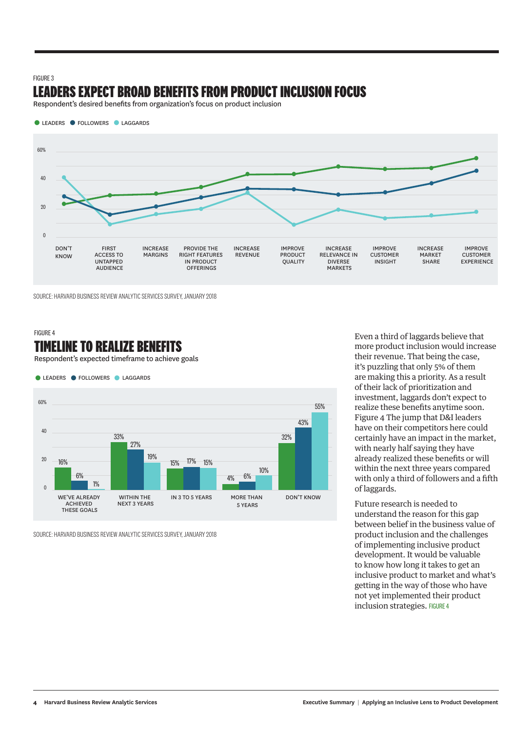FIGURE 3

## LEADERS EXPECT BROAD BENEFITS FROM PRODUCT INCLUSION FOCUS

Respondent's desired benefits from organization's focus on product inclusion

● LEADERS ● FOLLOWERS ● LAGGARDS

SOURCE: HARVARD BUSINESS REVIEW ANALYTIC SERVICES SURVEY, JANUARY 2018

FIGURE 4

## TIMELINE TO REALIZE BENEFITS

Respondent's expected timeframe to achieve goals

● LEADERS ● FOLLOWERS ● LAGGARDS

| | LEADERS | FOLLOWERS | LAGGARDS |
|---|---|---|---|
| WE'VE ALREADY ACHIEVED THESE GOALS | 16% | 6% | 1% |
| WITHIN THE NEXT 3 YEARS | 33% | 27% | 19% |
| IN 3 TO 5 YEARS | 15% | 17% | 15% |
| MORE THAN 5 YEARS | 4% | 6% | 10% |
| DON'T KNOW | 32% | 43% | 55% |

SOURCE: HARVARD BUSINESS REVIEW ANALYTIC SERVICES SURVEY, JANUARY 2018

Even a third of laggards believe that more product inclusion would increase their revenue. That being the case, it's puzzling that only 5% of them are making this a priority. As a result of their lack of prioritization and investment, laggards don't expect to realize these benefits anytime soon. Figure 4 The jump that D&I leaders have on their competitors here could certainly have an impact in the market, with nearly half saying they have already realized these benefits or will within the next three years compared with only a third of followers and a fifth of laggards.

Future research is needed to understand the reason for this gap between belief in the business value of product inclusion and the challenges of implementing inclusive product development. It would be valuable to know how long it takes to get an inclusive product to market and what's getting in the way of those who have not yet implemented their product inclusion strategies. FIGURE 4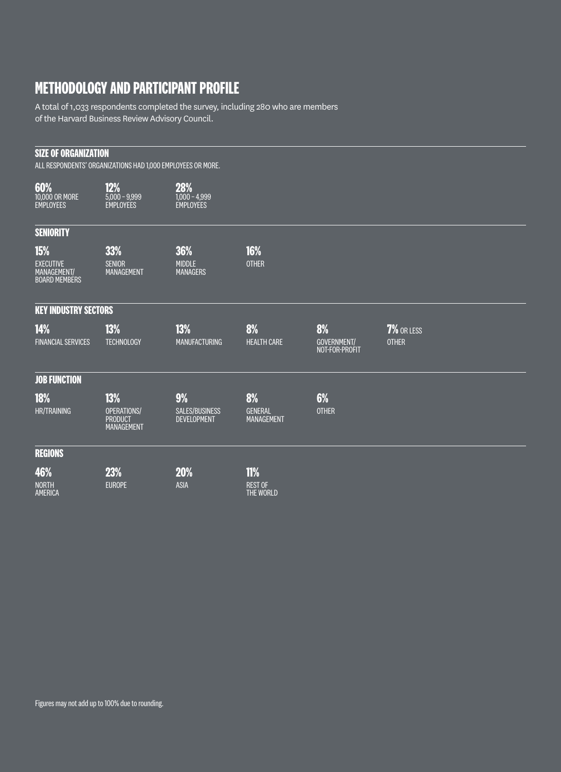# METHODOLOGY AND PARTICIPANT PROFILE

A total of 1,033 respondents completed the survey, including 280 who are members of the Harvard Business Review Advisory Council.

## SIZE OF ORGANIZATION

ALL RESPONDENTS' ORGANIZATIONS HAD 1,000 EMPLOYEES OR MORE.

- **60%** 10,000 OR MORE EMPLOYEES
- **12%** 5,000 – 9,999 EMPLOYEES
- **28%** 1,000 – 4,999 EMPLOYEES

## SENIORITY

- **15%** EXECUTIVE MANAGEMENT/ BOARD MEMBERS
- **33%** SENIOR MANAGEMENT
- **36%** MIDDLE MANAGERS
- **16%** OTHER

## KEY INDUSTRY SECTORS

- **14%** FINANCIAL SERVICES
- **13%** TECHNOLOGY
- **13%** MANUFACTURING
- **8%** HEALTH CARE
- **8%** GOVERNMENT/ NOT-FOR-PROFIT
- **7%** OR LESS OTHER

## JOB FUNCTION

- **18%** HR/TRAINING
- **13%** OPERATIONS/ PRODUCT MANAGEMENT
- **9%** SALES/BUSINESS DEVELOPMENT
- **8%** GENERAL MANAGEMENT
- **6%** OTHER

## REGIONS

- **46%** NORTH AMERICA
- **23%** EUROPE
- **20%** ASIA
- **11%** REST OF THE WORLD

Figures may not add up to 100% due to rounding.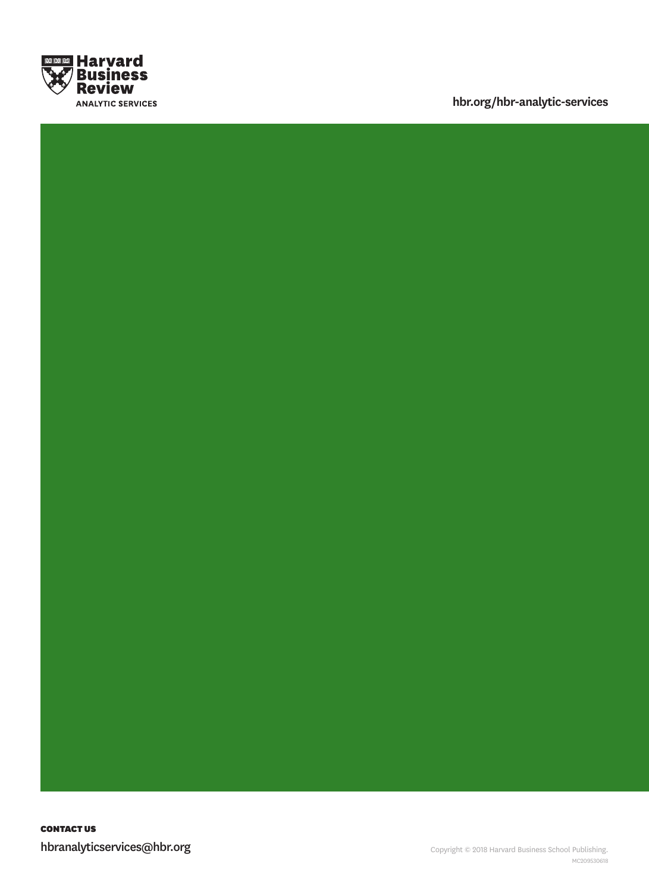Harvard Business Review
ANALYTIC SERVICES

hbr.org/hbr-analytic-services

**CONTACT US**

hbranalyticservices@hbr.org

Copyright © 2018 Harvard Business School Publishing.
MC209530618